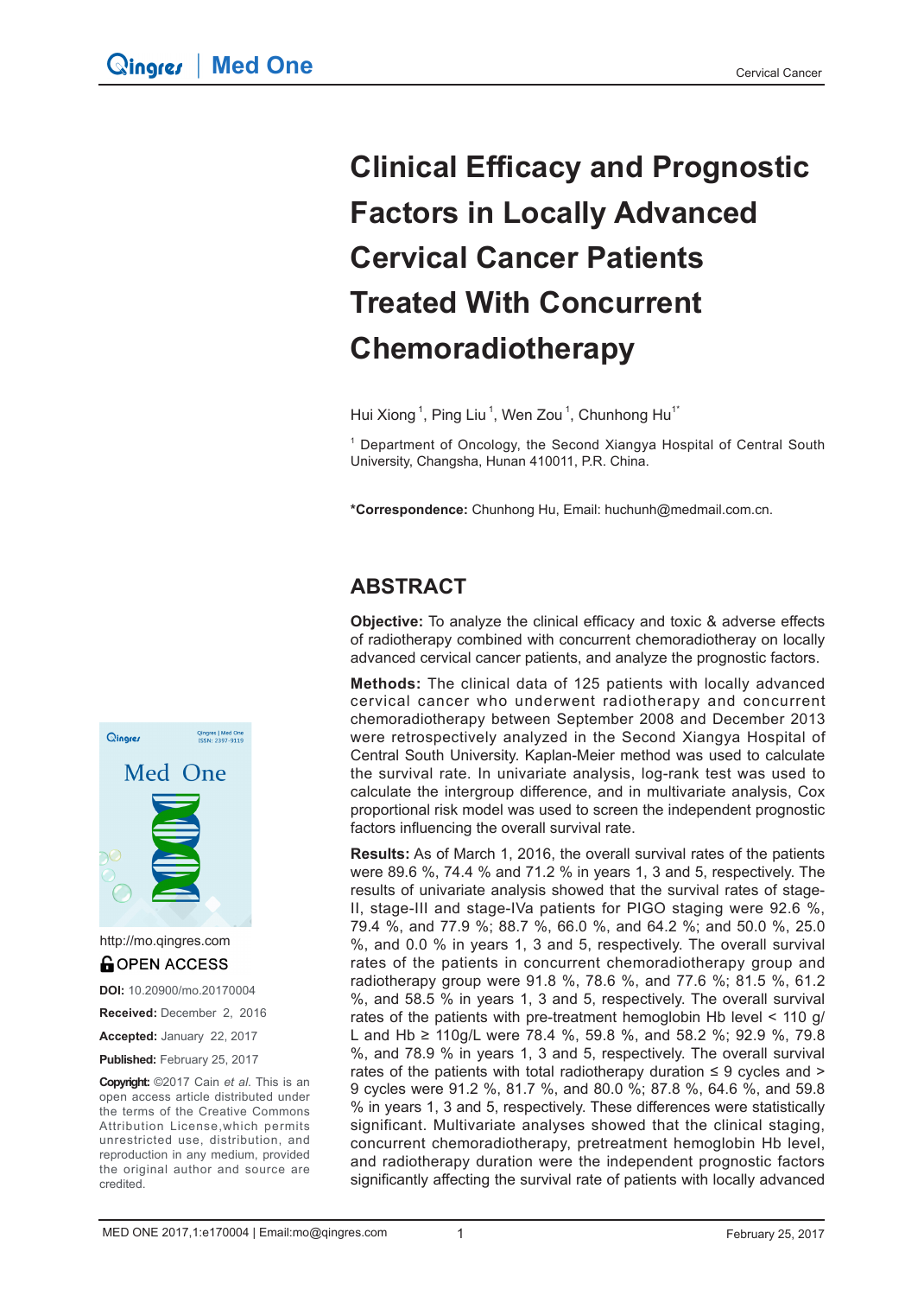# Clinical Efficacy and Prognostic Factors in Locally Advanced Cervical Cancer Patients Treated With Concurrent Chemoradiotherapy

Hui Xiong[1], Ping Liu[1], Wen Zou[1], Chunhong Hu[1*]

[1] Department of Oncology, the Second Xiangya Hospital of Central South University, Changsha, Hunan 410011, P.R. China.

**\*Correspondence:** Chunhong Hu, Email: huchunh@medmail.com.cn.

http://mo.qingres.com

OPEN ACCESS

**DOI:** 10.20900/mo.20170004

**Received:** December 2, 2016

**Accepted:** January 22, 2017

**Published:** February 25, 2017

**Copyright:** ©2017 Cain *et al.* This is an open access article distributed under the terms of the Creative Commons Attribution License,which permits unrestricted use, distribution, and reproduction in any medium, provided the original author and source are credited.

## ABSTRACT

**Objective:** To analyze the clinical efficacy and toxic & adverse effects of radiotherapy combined with concurrent chemoradiotheray on locally advanced cervical cancer patients, and analyze the prognostic factors.

**Methods:** The clinical data of 125 patients with locally advanced cervical cancer who underwent radiotherapy and concurrent chemoradiotherapy between September 2008 and December 2013 were retrospectively analyzed in the Second Xiangya Hospital of Central South University. Kaplan-Meier method was used to calculate the survival rate. In univariate analysis, log-rank test was used to calculate the intergroup difference, and in multivariate analysis, Cox proportional risk model was used to screen the independent prognostic factors influencing the overall survival rate.

**Results:** As of March 1, 2016, the overall survival rates of the patients were 89.6 %, 74.4 % and 71.2 % in years 1, 3 and 5, respectively. The results of univariate analysis showed that the survival rates of stage-II, stage-III and stage-IVa patients for PIGO staging were 92.6 %, 79.4 %, and 77.9 %; 88.7 %, 66.0 %, and 64.2 %; and 50.0 %, 25.0 %, and 0.0 % in years 1, 3 and 5, respectively. The overall survival rates of the patients in concurrent chemoradiotherapy group and radiotherapy group were 91.8 %, 78.6 %, and 77.6 %; 81.5 %, 61.2 %, and 58.5 % in years 1, 3 and 5, respectively. The overall survival rates of the patients with pre-treatment hemoglobin Hb level < 110 g/L and Hb ≥ 110g/L were 78.4 %, 59.8 %, and 58.2 %; 92.9 %, 79.8 %, and 78.9 % in years 1, 3 and 5, respectively. The overall survival rates of the patients with total radiotherapy duration ≤ 9 cycles and > 9 cycles were 91.2 %, 81.7 %, and 80.0 %; 87.8 %, 64.6 %, and 59.8 % in years 1, 3 and 5, respectively. These differences were statistically significant. Multivariate analyses showed that the clinical staging, concurrent chemoradiotherapy, pretreatment hemoglobin Hb level, and radiotherapy duration were the independent prognostic factors significantly affecting the survival rate of patients with locally advanced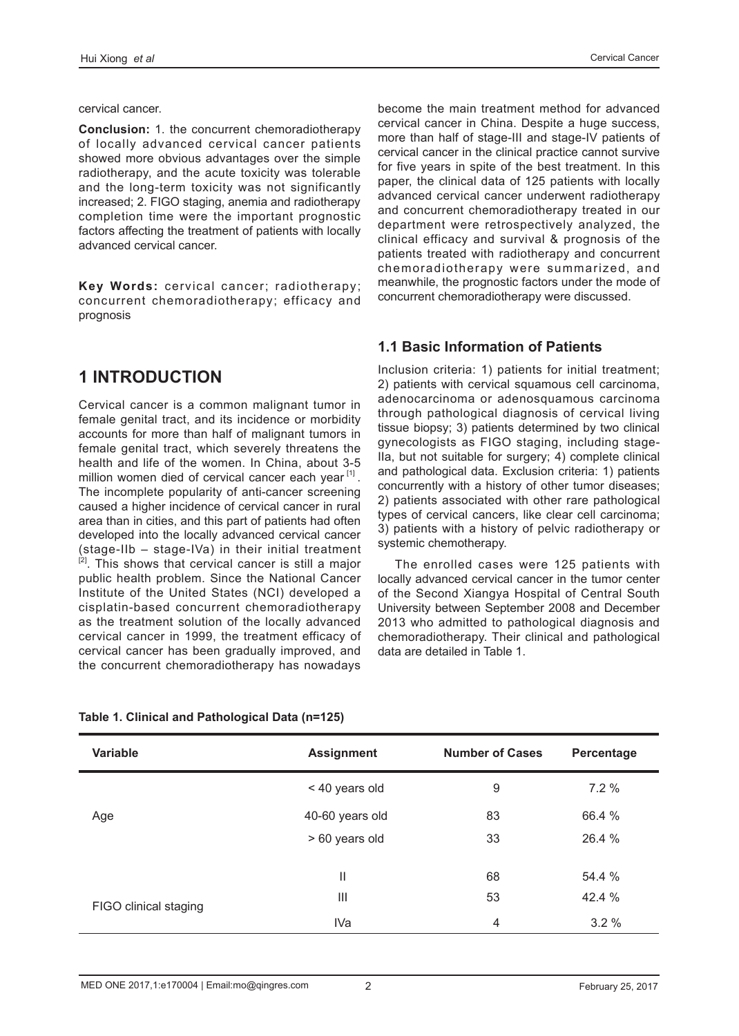cervical cancer.

**Conclusion:** 1. the concurrent chemoradiotherapy of locally advanced cervical cancer patients showed more obvious advantages over the simple radiotherapy, and the acute toxicity was tolerable and the long-term toxicity was not significantly increased; 2. FIGO staging, anemia and radiotherapy completion time were the important prognostic factors affecting the treatment of patients with locally advanced cervical cancer.

**Key Words:** cervical cancer; radiotherapy; concurrent chemoradiotherapy; efficacy and prognosis

# 1 INTRODUCTION

Cervical cancer is a common malignant tumor in female genital tract, and its incidence or morbidity accounts for more than half of malignant tumors in female genital tract, which severely threatens the health and life of the women. In China, about 3-5 million women died of cervical cancer each year [1]. The incomplete popularity of anti-cancer screening caused a higher incidence of cervical cancer in rural area than in cities, and this part of patients had often developed into the locally advanced cervical cancer (stage-IIb – stage-IVa) in their initial treatment [2]. This shows that cervical cancer is still a major public health problem. Since the National Cancer Institute of the United States (NCI) developed a cisplatin-based concurrent chemoradiotherapy as the treatment solution of the locally advanced cervical cancer in 1999, the treatment efficacy of cervical cancer has been gradually improved, and the concurrent chemoradiotherapy has nowadays become the main treatment method for advanced cervical cancer in China. Despite a huge success, more than half of stage-III and stage-IV patients of cervical cancer in the clinical practice cannot survive for five years in spite of the best treatment. In this paper, the clinical data of 125 patients with locally advanced cervical cancer underwent radiotherapy and concurrent chemoradiotherapy treated in our department were retrospectively analyzed, the clinical efficacy and survival & prognosis of the patients treated with radiotherapy and concurrent chemoradiotherapy were summarized, and meanwhile, the prognostic factors under the mode of concurrent chemoradiotherapy were discussed.

## 1.1 Basic Information of Patients

Inclusion criteria: 1) patients for initial treatment; 2) patients with cervical squamous cell carcinoma, adenocarcinoma or adenosquamous carcinoma through pathological diagnosis of cervical living tissue biopsy; 3) patients determined by two clinical gynecologists as FIGO staging, including stage-IIa, but not suitable for surgery; 4) complete clinical and pathological data. Exclusion criteria: 1) patients concurrently with a history of other tumor diseases; 2) patients associated with other rare pathological types of cervical cancers, like clear cell carcinoma; 3) patients with a history of pelvic radiotherapy or systemic chemotherapy.

The enrolled cases were 125 patients with locally advanced cervical cancer in the tumor center of the Second Xiangya Hospital of Central South University between September 2008 and December 2013 who admitted to pathological diagnosis and chemoradiotherapy. Their clinical and pathological data are detailed in Table 1.

**Table 1. Clinical and Pathological Data (n=125)**

| Variable | Assignment | Number of Cases | Percentage |
|---|---|---|---|
| Age | < 40 years old | 9 | 7.2 % |
| | 40-60 years old | 83 | 66.4 % |
| | > 60 years old | 33 | 26.4 % |
| FIGO clinical staging | II | 68 | 54.4 % |
| | III | 53 | 42.4 % |
| | IVa | 4 | 3.2 % |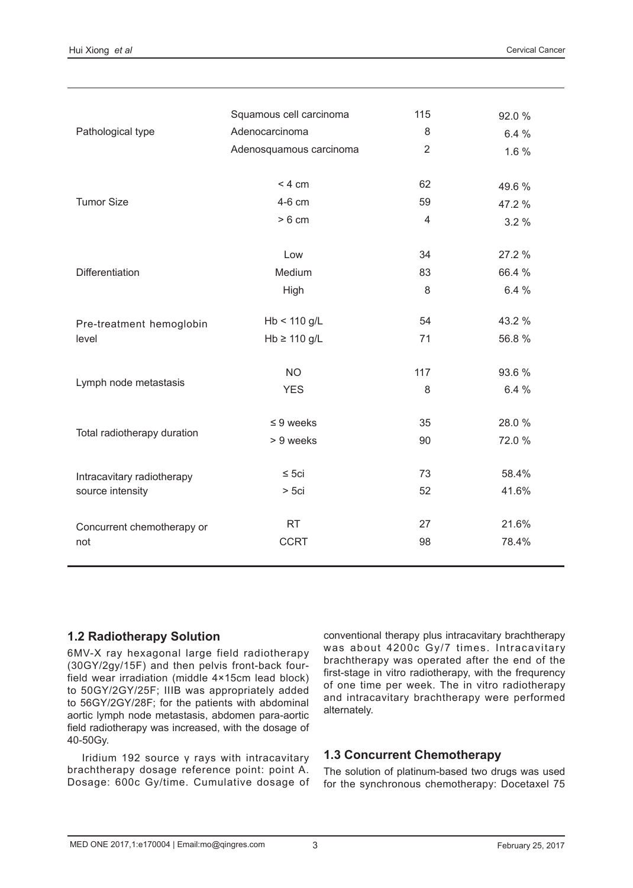| | | | |
|---|---|---|---|
| Pathological type | Squamous cell carcinoma | 115 | 92.0 % |
| | Adenocarcinoma | 8 | 6.4 % |
| | Adenosquamous carcinoma | 2 | 1.6 % |
| Tumor Size | < 4 cm | 62 | 49.6 % |
| | 4-6 cm | 59 | 47.2 % |
| | > 6 cm | 4 | 3.2 % |
| Differentiation | Low | 34 | 27.2 % |
| | Medium | 83 | 66.4 % |
| | High | 8 | 6.4 % |
| Pre-treatment hemoglobin level | Hb < 110 g/L | 54 | 43.2 % |
| | Hb ≥ 110 g/L | 71 | 56.8 % |
| Lymph node metastasis | NO | 117 | 93.6 % |
| | YES | 8 | 6.4 % |
| Total radiotherapy duration | ≤ 9 weeks | 35 | 28.0 % |
| | > 9 weeks | 90 | 72.0 % |
| Intracavitary radiotherapy source intensity | ≤ 5ci | 73 | 58.4% |
| | > 5ci | 52 | 41.6% |
| Concurrent chemotherapy or not | RT | 27 | 21.6% |
| | CCRT | 98 | 78.4% |

## 1.2 Radiotherapy Solution

6MV-X ray hexagonal large field radiotherapy (30GY/2gy/15F) and then pelvis front-back four-field wear irradiation (middle 4×15cm lead block) to 50GY/2GY/25F; IIIB was appropriately added to 56GY/2GY/28F; for the patients with abdominal aortic lymph node metastasis, abdomen para-aortic field radiotherapy was increased, with the dosage of 40-50Gy.

Iridium 192 source γ rays with intracavitary brachtherapy dosage reference point: point A. Dosage: 600c Gy/time. Cumulative dosage of conventional therapy plus intracavitary brachtherapy was about 4200c Gy/7 times. Intracavitary brachtherapy was operated after the end of the first-stage in vitro radiotherapy, with the frequrency of one time per week. The in vitro radiotherapy and intracavitary brachtherapy were performed alternately.

## 1.3 Concurrent Chemotherapy

The solution of platinum-based two drugs was used for the synchronous chemotherapy: Docetaxel 75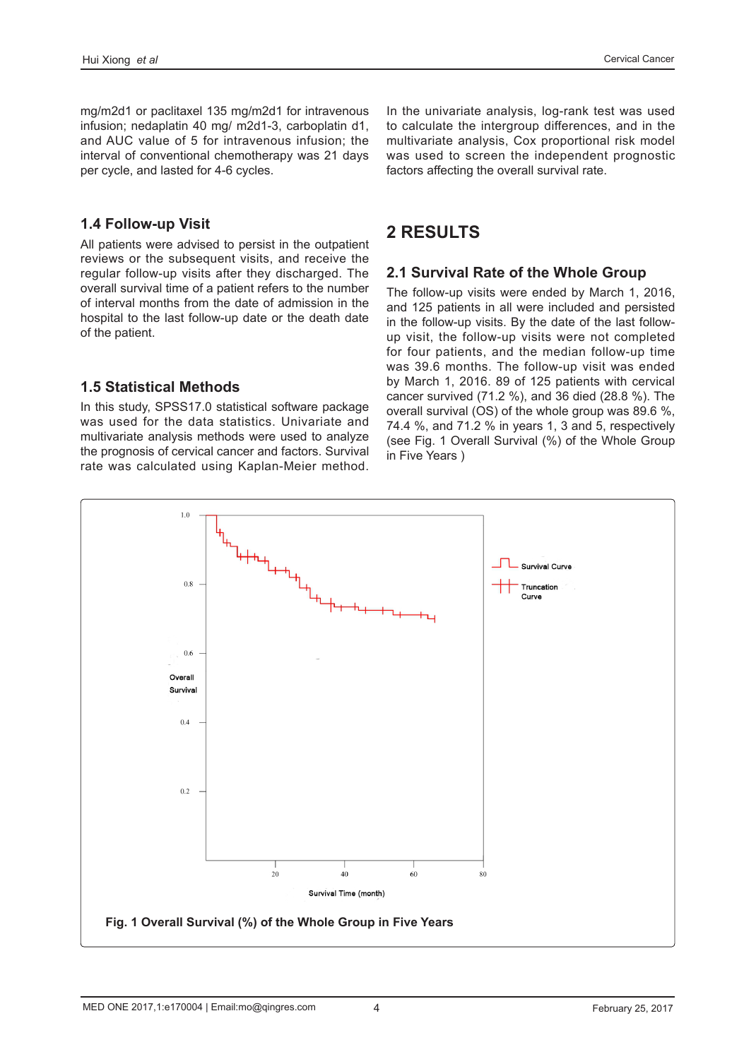mg/m2d1 or paclitaxel 135 mg/m2d1 for intravenous infusion; nedaplatin 40 mg/ m2d1-3, carboplatin d1, and AUC value of 5 for intravenous infusion; the interval of conventional chemotherapy was 21 days per cycle, and lasted for 4-6 cycles.

### 1.4 Follow-up Visit

All patients were advised to persist in the outpatient reviews or the subsequent visits, and receive the regular follow-up visits after they discharged. The overall survival time of a patient refers to the number of interval months from the date of admission in the hospital to the last follow-up date or the death date of the patient.

### 1.5 Statistical Methods

In this study, SPSS17.0 statistical software package was used for the data statistics. Univariate and multivariate analysis methods were used to analyze the prognosis of cervical cancer and factors. Survival rate was calculated using Kaplan-Meier method.

In the univariate analysis, log-rank test was used to calculate the intergroup differences, and in the multivariate analysis, Cox proportional risk model was used to screen the independent prognostic factors affecting the overall survival rate.

## 2 RESULTS

### 2.1 Survival Rate of the Whole Group

The follow-up visits were ended by March 1, 2016, and 125 patients in all were included and persisted in the follow-up visits. By the date of the last follow-up visit, the follow-up visits were not completed for four patients, and the median follow-up time was 39.6 months. The follow-up visit was ended by March 1, 2016. 89 of 125 patients with cervical cancer survived (71.2 %), and 36 died (28.8 %). The overall survival (OS) of the whole group was 89.6 %, 74.4 %, and 71.2 % in years 1, 3 and 5, respectively (see Fig. 1 Overall Survival (%) of the Whole Group in Five Years )

**Fig. 1 Overall Survival (%) of the Whole Group in Five Years**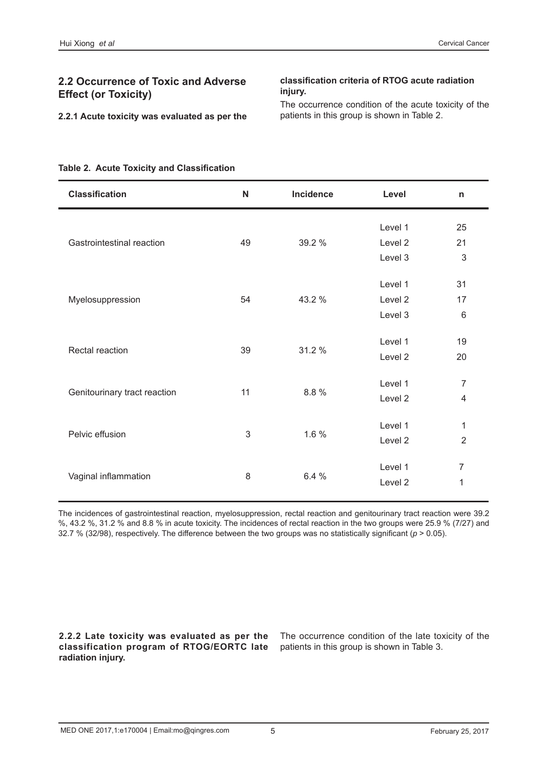## 2.2 Occurrence of Toxic and Adverse Effect (or Toxicity)

**2.2.1 Acute toxicity was evaluated as per the classification criteria of RTOG acute radiation injury.**

The occurrence condition of the acute toxicity of the patients in this group is shown in Table 2.

**Table 2. Acute Toxicity and Classification**

| Classification | N | Incidence | Level | n |
|---|---|---|---|---|
| Gastrointestinal reaction | 49 | 39.2 % | Level 1 | 25 |
| | | | Level 2 | 21 |
| | | | Level 3 | 3 |
| Myelosuppression | 54 | 43.2 % | Level 1 | 31 |
| | | | Level 2 | 17 |
| | | | Level 3 | 6 |
| Rectal reaction | 39 | 31.2 % | Level 1 | 19 |
| | | | Level 2 | 20 |
| Genitourinary tract reaction | 11 | 8.8 % | Level 1 | 7 |
| | | | Level 2 | 4 |
| Pelvic effusion | 3 | 1.6 % | Level 1 | 1 |
| | | | Level 2 | 2 |
| Vaginal inflammation | 8 | 6.4 % | Level 1 | 7 |
| | | | Level 2 | 1 |

The incidences of gastrointestinal reaction, myelosuppression, rectal reaction and genitourinary tract reaction were 39.2 %, 43.2 %, 31.2 % and 8.8 % in acute toxicity. The incidences of rectal reaction in the two groups were 25.9 % (7/27) and 32.7 % (32/98), respectively. The difference between the two groups was no statistically significant ($p > 0.05$).

**2.2.2 Late toxicity was evaluated as per the classification program of RTOG/EORTC late radiation injury.**

The occurrence condition of the late toxicity of the patients in this group is shown in Table 3.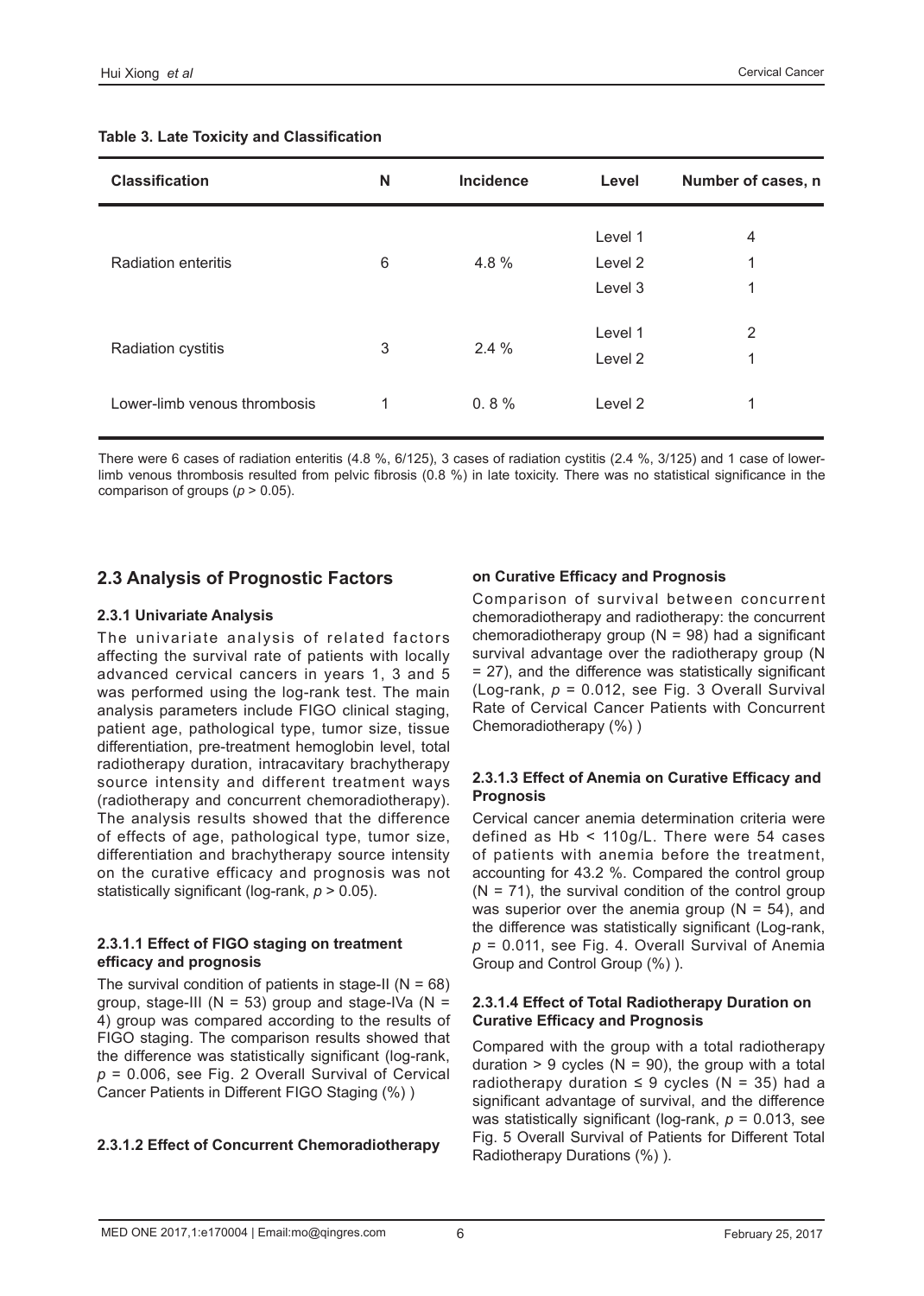**Table 3. Late Toxicity and Classification**

| Classification | N | Incidence | Level | Number of cases, n |
|---|---|---|---|---|
| Radiation enteritis | 6 | 4.8 % | Level 1 | 4 |
| | | | Level 2 | 1 |
| | | | Level 3 | 1 |
| Radiation cystitis | 3 | 2.4 % | Level 1 | 2 |
| | | | Level 2 | 1 |
| Lower-limb venous thrombosis | 1 | 0. 8 % | Level 2 | 1 |

There were 6 cases of radiation enteritis (4.8 %, 6/125), 3 cases of radiation cystitis (2.4 %, 3/125) and 1 case of lower-limb venous thrombosis resulted from pelvic fibrosis (0.8 %) in late toxicity. There was no statistical significance in the comparison of groups ($p > 0.05$).

## 2.3 Analysis of Prognostic Factors

### 2.3.1 Univariate Analysis

The univariate analysis of related factors affecting the survival rate of patients with locally advanced cervical cancers in years 1, 3 and 5 was performed using the log-rank test. The main analysis parameters include FIGO clinical staging, patient age, pathological type, tumor size, tissue differentiation, pre-treatment hemoglobin level, total radiotherapy duration, intracavitary brachytherapy source intensity and different treatment ways (radiotherapy and concurrent chemoradiotherapy). The analysis results showed that the difference of effects of age, pathological type, tumor size, differentiation and brachytherapy source intensity on the curative efficacy and prognosis was not statistically significant (log-rank, $p > 0.05$).

#### 2.3.1.1 Effect of FIGO staging on treatment efficacy and prognosis

The survival condition of patients in stage-II (N = 68) group, stage-III (N = 53) group and stage-IVa (N = 4) group was compared according to the results of FIGO staging. The comparison results showed that the difference was statistically significant (log-rank, $p = 0.006$, see Fig. 2 Overall Survival of Cervical Cancer Patients in Different FIGO Staging (%) )

#### 2.3.1.2 Effect of Concurrent Chemoradiotherapy on Curative Efficacy and Prognosis

Comparison of survival between concurrent chemoradiotherapy and radiotherapy: the concurrent chemoradiotherapy group (N = 98) had a significant survival advantage over the radiotherapy group (N = 27), and the difference was statistically significant (Log-rank, $p = 0.012$, see Fig. 3 Overall Survival Rate of Cervical Cancer Patients with Concurrent Chemoradiotherapy (%) )

#### 2.3.1.3 Effect of Anemia on Curative Efficacy and Prognosis

Cervical cancer anemia determination criteria were defined as Hb < 110g/L. There were 54 cases of patients with anemia before the treatment, accounting for 43.2 %. Compared the control group (N = 71), the survival condition of the control group was superior over the anemia group (N = 54), and the difference was statistically significant (Log-rank, $p = 0.011$, see Fig. 4. Overall Survival of Anemia Group and Control Group (%) ).

#### 2.3.1.4 Effect of Total Radiotherapy Duration on Curative Efficacy and Prognosis

Compared with the group with a total radiotherapy duration > 9 cycles (N = 90), the group with a total radiotherapy duration ≤ 9 cycles (N = 35) had a significant advantage of survival, and the difference was statistically significant (log-rank, $p = 0.013$, see Fig. 5 Overall Survival of Patients for Different Total Radiotherapy Durations (%) ).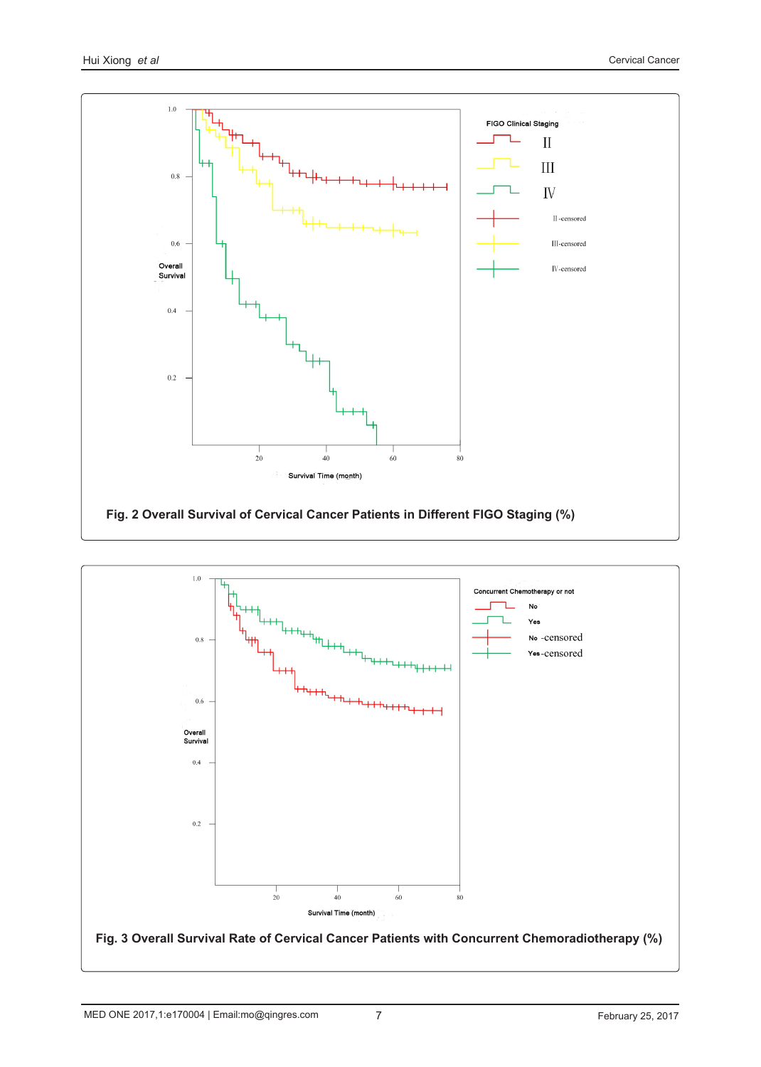Fig. 2 Overall Survival of Cervical Cancer Patients in Different FIGO Staging (%)

Fig. 3 Overall Survival Rate of Cervical Cancer Patients with Concurrent Chemoradiotherapy (%)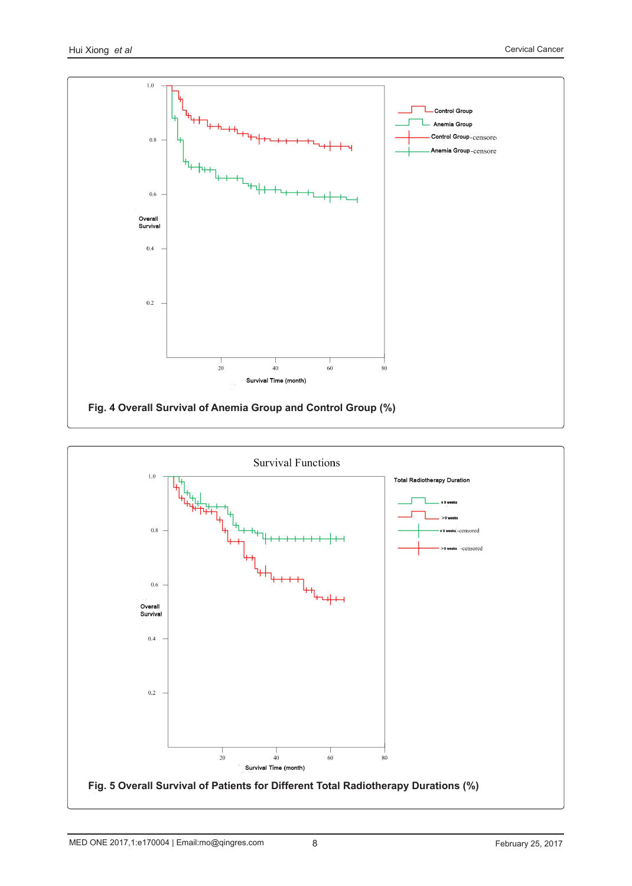Fig. 4 Overall Survival of Anemia Group and Control Group (%)

Fig. 5 Overall Survival of Patients for Different Total Radiotherapy Durations (%)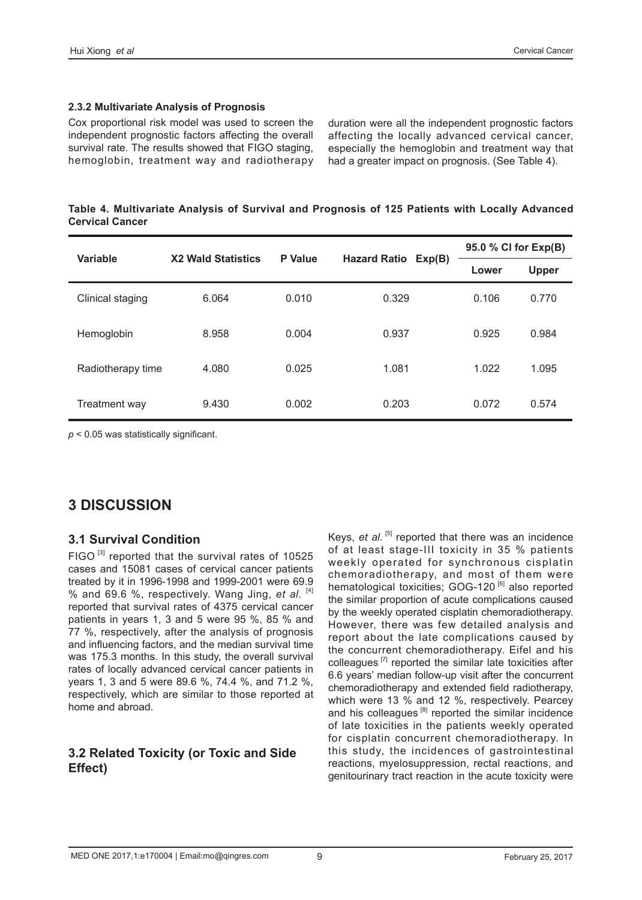#### 2.3.2 Multivariate Analysis of Prognosis

Cox proportional risk model was used to screen the independent prognostic factors affecting the overall survival rate. The results showed that FIGO staging, hemoglobin, treatment way and radiotherapy duration were all the independent prognostic factors affecting the locally advanced cervical cancer, especially the hemoglobin and treatment way that had a greater impact on prognosis. (See Table 4).

**Table 4. Multivariate Analysis of Survival and Prognosis of 125 Patients with Locally Advanced Cervical Cancer**

| Variable | X2 Wald Statistics | P Value | Hazard Ratio Exp(B) | 95.0 % CI for Exp(B) | |
|---|---|---|---|---|---|
| | | | | Lower | Upper |
| Clinical staging | 6.064 | 0.010 | 0.329 | 0.106 | 0.770 |
| Hemoglobin | 8.958 | 0.004 | 0.937 | 0.925 | 0.984 |
| Radiotherapy time | 4.080 | 0.025 | 1.081 | 1.022 | 1.095 |
| Treatment way | 9.430 | 0.002 | 0.203 | 0.072 | 0.574 |

$p < 0.05$ was statistically significant.

## 3 DISCUSSION

### 3.1 Survival Condition

FIGO [3] reported that the survival rates of 10525 cases and 15081 cases of cervical cancer patients treated by it in 1996-1998 and 1999-2001 were 69.9 % and 69.6 %, respectively. Wang Jing, *et al*. [4] reported that survival rates of 4375 cervical cancer patients in years 1, 3 and 5 were 95 %, 85 % and 77 %, respectively, after the analysis of prognosis and influencing factors, and the median survival time was 175.3 months. In this study, the overall survival rates of locally advanced cervical cancer patients in years 1, 3 and 5 were 89.6 %, 74.4 %, and 71.2 %, respectively, which are similar to those reported at home and abroad.

### 3.2 Related Toxicity (or Toxic and Side Effect)

Keys, *et al.* [5] reported that there was an incidence of at least stage-III toxicity in 35 % patients weekly operated for synchronous cisplatin chemoradiotherapy, and most of them were hematological toxicities; GOG-120 [6] also reported the similar proportion of acute complications caused by the weekly operated cisplatin chemoradiotherapy. However, there was few detailed analysis and report about the late complications caused by the concurrent chemoradiotherapy. Eifel and his colleagues [7] reported the similar late toxicities after 6.6 years' median follow-up visit after the concurrent chemoradiotherapy and extended field radiotherapy, which were 13 % and 12 %, respectively. Pearcey and his colleagues [8] reported the similar incidence of late toxicities in the patients weekly operated for cisplatin concurrent chemoradiotherapy. In this study, the incidences of gastrointestinal reactions, myelosuppression, rectal reactions, and genitourinary tract reaction in the acute toxicity were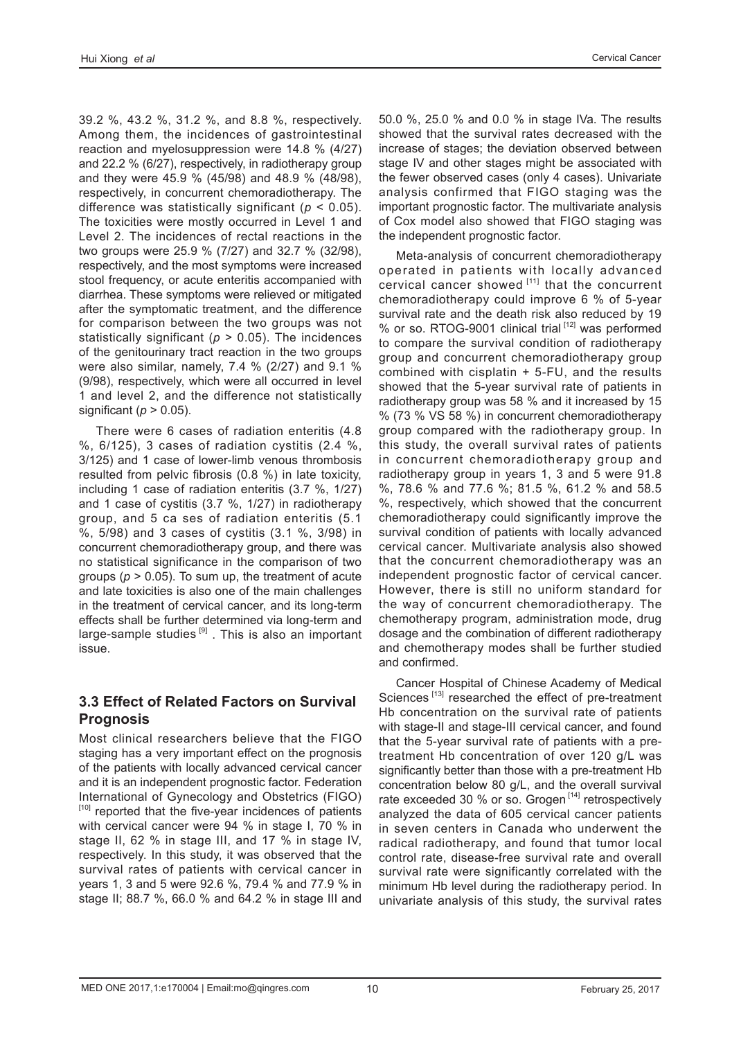39.2 %, 43.2 %, 31.2 %, and 8.8 %, respectively. Among them, the incidences of gastrointestinal reaction and myelosuppression were 14.8 % (4/27) and 22.2 % (6/27), respectively, in radiotherapy group and they were 45.9 % (45/98) and 48.9 % (48/98), respectively, in concurrent chemoradiotherapy. The difference was statistically significant ($p < 0.05$). The toxicities were mostly occurred in Level 1 and Level 2. The incidences of rectal reactions in the two groups were 25.9 % (7/27) and 32.7 % (32/98), respectively, and the most symptoms were increased stool frequency, or acute enteritis accompanied with diarrhea. These symptoms were relieved or mitigated after the symptomatic treatment, and the difference for comparison between the two groups was not statistically significant ($p > 0.05$). The incidences of the genitourinary tract reaction in the two groups were also similar, namely, 7.4 % (2/27) and 9.1 % (9/98), respectively, which were all occurred in level 1 and level 2, and the difference not statistically significant ($p > 0.05$).

There were 6 cases of radiation enteritis (4.8 %, 6/125), 3 cases of radiation cystitis (2.4 %, 3/125) and 1 case of lower-limb venous thrombosis resulted from pelvic fibrosis (0.8 %) in late toxicity, including 1 case of radiation enteritis (3.7 %, 1/27) and 1 case of cystitis (3.7 %, 1/27) in radiotherapy group, and 5 ca ses of radiation enteritis (5.1 %, 5/98) and 3 cases of cystitis (3.1 %, 3/98) in concurrent chemoradiotherapy group, and there was no statistical significance in the comparison of two groups ($p > 0.05$). To sum up, the treatment of acute and late toxicities is also one of the main challenges in the treatment of cervical cancer, and its long-term effects shall be further determined via long-term and large-sample studies [9] . This is also an important issue.

### 3.3 Effect of Related Factors on Survival Prognosis

Most clinical researchers believe that the FIGO staging has a very important effect on the prognosis of the patients with locally advanced cervical cancer and it is an independent prognostic factor. Federation International of Gynecology and Obstetrics (FIGO) [10] reported that the five-year incidences of patients with cervical cancer were 94 % in stage I, 70 % in stage II, 62 % in stage III, and 17 % in stage IV, respectively. In this study, it was observed that the survival rates of patients with cervical cancer in years 1, 3 and 5 were 92.6 %, 79.4 % and 77.9 % in stage II; 88.7 %, 66.0 % and 64.2 % in stage III and 50.0 %, 25.0 % and 0.0 % in stage IVa. The results showed that the survival rates decreased with the increase of stages; the deviation observed between stage IV and other stages might be associated with the fewer observed cases (only 4 cases). Univariate analysis confirmed that FIGO staging was the important prognostic factor. The multivariate analysis of Cox model also showed that FIGO staging was the independent prognostic factor.

Meta-analysis of concurrent chemoradiotherapy operated in patients with locally advanced cervical cancer showed [11] that the concurrent chemoradiotherapy could improve 6 % of 5-year survival rate and the death risk also reduced by 19 % or so. RTOG-9001 clinical trial [12] was performed to compare the survival condition of radiotherapy group and concurrent chemoradiotherapy group combined with cisplatin + 5-FU, and the results showed that the 5-year survival rate of patients in radiotherapy group was 58 % and it increased by 15 % (73 % VS 58 %) in concurrent chemoradiotherapy group compared with the radiotherapy group. In this study, the overall survival rates of patients in concurrent chemoradiotherapy group and radiotherapy group in years 1, 3 and 5 were 91.8 %, 78.6 % and 77.6 %; 81.5 %, 61.2 % and 58.5 %, respectively, which showed that the concurrent chemoradiotherapy could significantly improve the survival condition of patients with locally advanced cervical cancer. Multivariate analysis also showed that the concurrent chemoradiotherapy was an independent prognostic factor of cervical cancer. However, there is still no uniform standard for the way of concurrent chemoradiotherapy. The chemotherapy program, administration mode, drug dosage and the combination of different radiotherapy and chemotherapy modes shall be further studied and confirmed.

Cancer Hospital of Chinese Academy of Medical Sciences [13] researched the effect of pre-treatment Hb concentration on the survival rate of patients with stage-II and stage-III cervical cancer, and found that the 5-year survival rate of patients with a pre-treatment Hb concentration of over 120 g/L was significantly better than those with a pre-treatment Hb concentration below 80 g/L, and the overall survival rate exceeded 30 % or so. Grogen [14] retrospectively analyzed the data of 605 cervical cancer patients in seven centers in Canada who underwent the radical radiotherapy, and found that tumor local control rate, disease-free survival rate and overall survival rate were significantly correlated with the minimum Hb level during the radiotherapy period. In univariate analysis of this study, the survival rates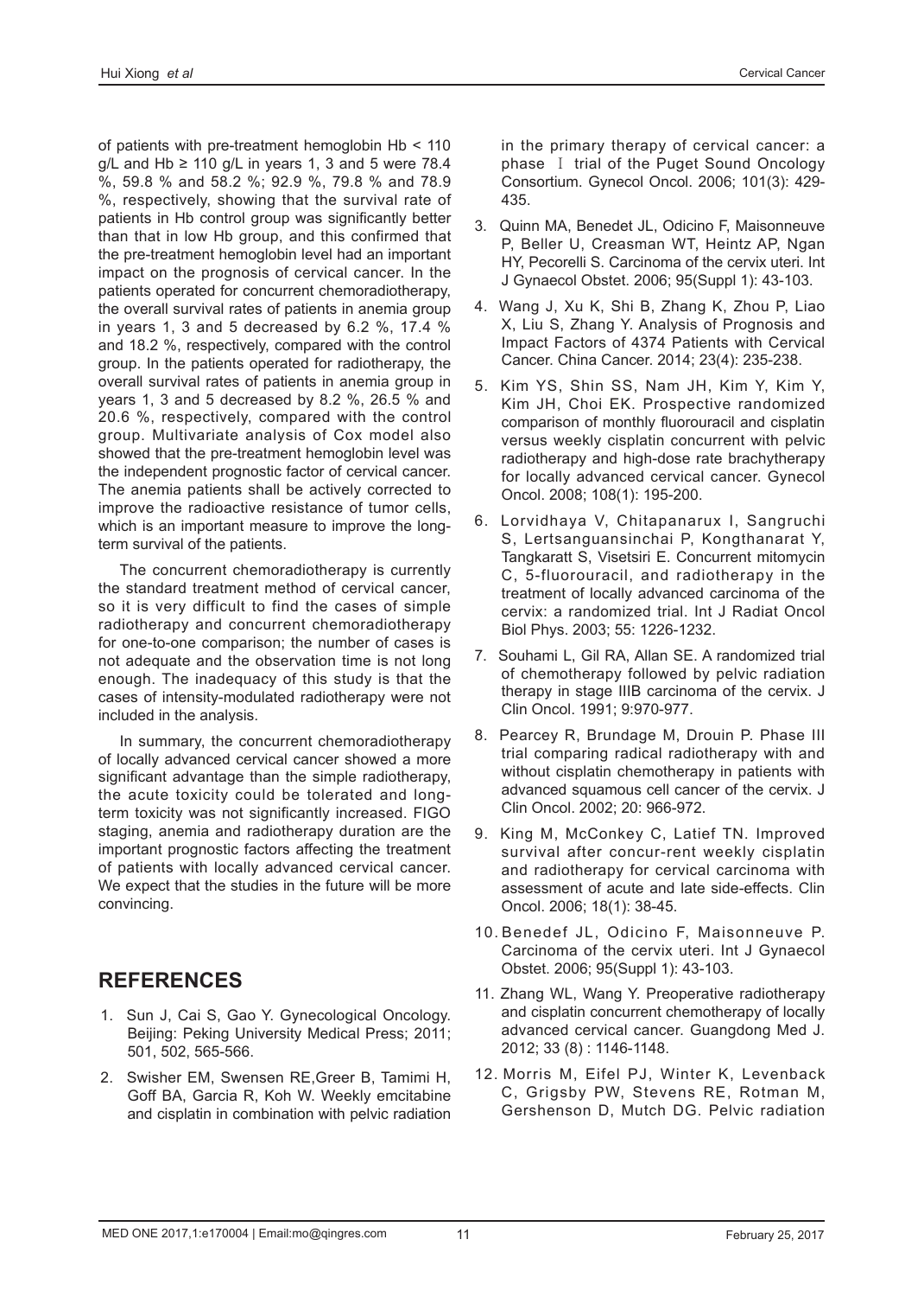of patients with pre-treatment hemoglobin Hb < 110 g/L and Hb ≥ 110 g/L in years 1, 3 and 5 were 78.4 %, 59.8 % and 58.2 %; 92.9 %, 79.8 % and 78.9 %, respectively, showing that the survival rate of patients in Hb control group was significantly better than that in low Hb group, and this confirmed that the pre-treatment hemoglobin level had an important impact on the prognosis of cervical cancer. In the patients operated for concurrent chemoradiotherapy, the overall survival rates of patients in anemia group in years 1, 3 and 5 decreased by 6.2 %, 17.4 % and 18.2 %, respectively, compared with the control group. In the patients operated for radiotherapy, the overall survival rates of patients in anemia group in years 1, 3 and 5 decreased by 8.2 %, 26.5 % and 20.6 %, respectively, compared with the control group. Multivariate analysis of Cox model also showed that the pre-treatment hemoglobin level was the independent prognostic factor of cervical cancer. The anemia patients shall be actively corrected to improve the radioactive resistance of tumor cells, which is an important measure to improve the long-term survival of the patients.

The concurrent chemoradiotherapy is currently the standard treatment method of cervical cancer, so it is very difficult to find the cases of simple radiotherapy and concurrent chemoradiotherapy for one-to-one comparison; the number of cases is not adequate and the observation time is not long enough. The inadequacy of this study is that the cases of intensity-modulated radiotherapy were not included in the analysis.

In summary, the concurrent chemoradiotherapy of locally advanced cervical cancer showed a more significant advantage than the simple radiotherapy, the acute toxicity could be tolerated and long-term toxicity was not significantly increased. FIGO staging, anemia and radiotherapy duration are the important prognostic factors affecting the treatment of patients with locally advanced cervical cancer. We expect that the studies in the future will be more convincing.

## REFERENCES

1. Sun J, Cai S, Gao Y. Gynecological Oncology. Beijing: Peking University Medical Press; 2011; 501, 502, 565-566.
2. Swisher EM, Swensen RE,Greer B, Tamimi H, Goff BA, Garcia R, Koh W. Weekly emcitabine and cisplatin in combination with pelvic radiation in the primary therapy of cervical cancer: a phase Ⅰ trial of the Puget Sound Oncology Consortium. Gynecol Oncol. 2006; 101(3): 429-435.
3. Quinn MA, Benedet JL, Odicino F, Maisonneuve P, Beller U, Creasman WT, Heintz AP, Ngan HY, Pecorelli S. Carcinoma of the cervix uteri. Int J Gynaecol Obstet. 2006; 95(Suppl 1): 43-103.
4. Wang J, Xu K, Shi B, Zhang K, Zhou P, Liao X, Liu S, Zhang Y. Analysis of Prognosis and Impact Factors of 4374 Patients with Cervical Cancer. China Cancer. 2014; 23(4): 235-238.
5. Kim YS, Shin SS, Nam JH, Kim Y, Kim Y, Kim JH, Choi EK. Prospective randomized comparison of monthly fluorouracil and cisplatin versus weekly cisplatin concurrent with pelvic radiotherapy and high-dose rate brachytherapy for locally advanced cervical cancer. Gynecol Oncol. 2008; 108(1): 195-200.
6. Lorvidhaya V, Chitapanarux I, Sangruchi S, Lertsanguansinchai P, Kongthanarat Y, Tangkaratt S, Visetsiri E. Concurrent mitomycin C, 5-fluorouracil, and radiotherapy in the treatment of locally advanced carcinoma of the cervix: a randomized trial. Int J Radiat Oncol Biol Phys. 2003; 55: 1226-1232.
7. Souhami L, Gil RA, Allan SE. A randomized trial of chemotherapy followed by pelvic radiation therapy in stage IIIB carcinoma of the cervix. J Clin Oncol. 1991; 9:970-977.
8. Pearcey R, Brundage M, Drouin P. Phase III trial comparing radical radiotherapy with and without cisplatin chemotherapy in patients with advanced squamous cell cancer of the cervix. J Clin Oncol. 2002; 20: 966-972.
9. King M, McConkey C, Latief TN. Improved survival after concur-rent weekly cisplatin and radiotherapy for cervical carcinoma with assessment of acute and late side-effects. Clin Oncol. 2006; 18(1): 38-45.
10. Benedef JL, Odicino F, Maisonneuve P. Carcinoma of the cervix uteri. Int J Gynaecol Obstet. 2006; 95(Suppl 1): 43-103.
11. Zhang WL, Wang Y. Preoperative radiotherapy and cisplatin concurrent chemotherapy of locally advanced cervical cancer. Guangdong Med J. 2012; 33 (8) : 1146-1148.
12. Morris M, Eifel PJ, Winter K, Levenback C, Grigsby PW, Stevens RE, Rotman M, Gershenson D, Mutch DG. Pelvic radiation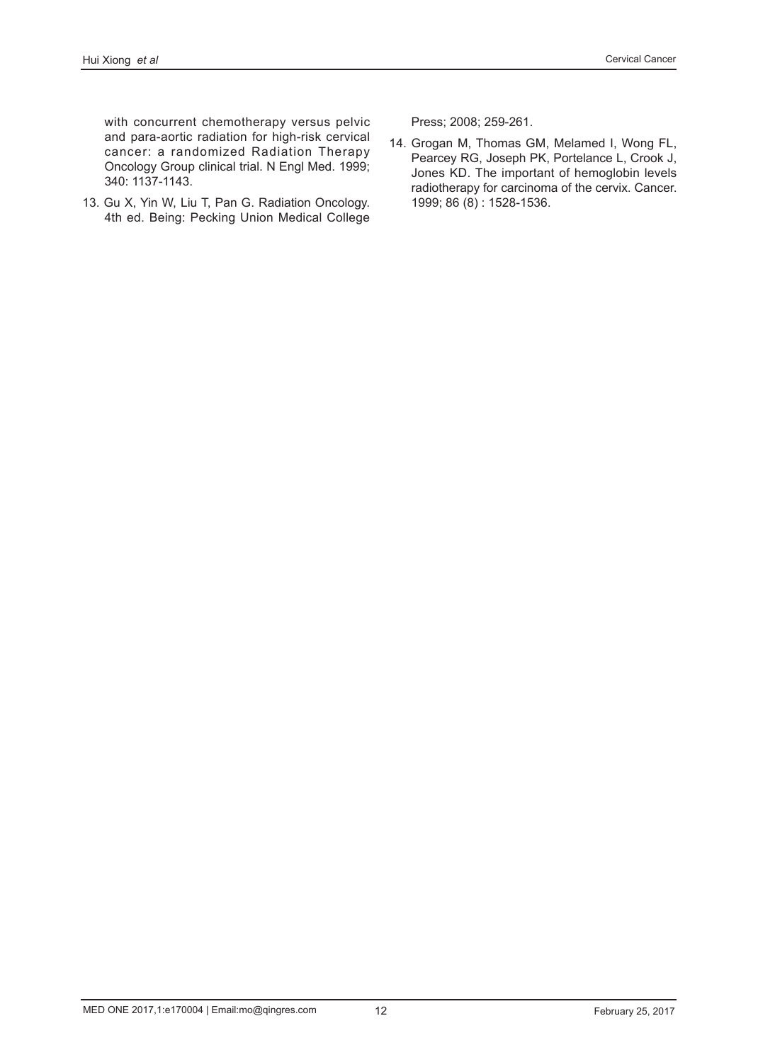with concurrent chemotherapy versus pelvic and para-aortic radiation for high-risk cervical cancer: a randomized Radiation Therapy Oncology Group clinical trial. N Engl Med. 1999; 340: 1137-1143.

13. Gu X, Yin W, Liu T, Pan G. Radiation Oncology. 4th ed. Being: Pecking Union Medical College Press; 2008; 259-261.

14. Grogan M, Thomas GM, Melamed I, Wong FL, Pearcey RG, Joseph PK, Portelance L, Crook J, Jones KD. The important of hemoglobin levels radiotherapy for carcinoma of the cervix. Cancer. 1999; 86 (8) : 1528-1536.